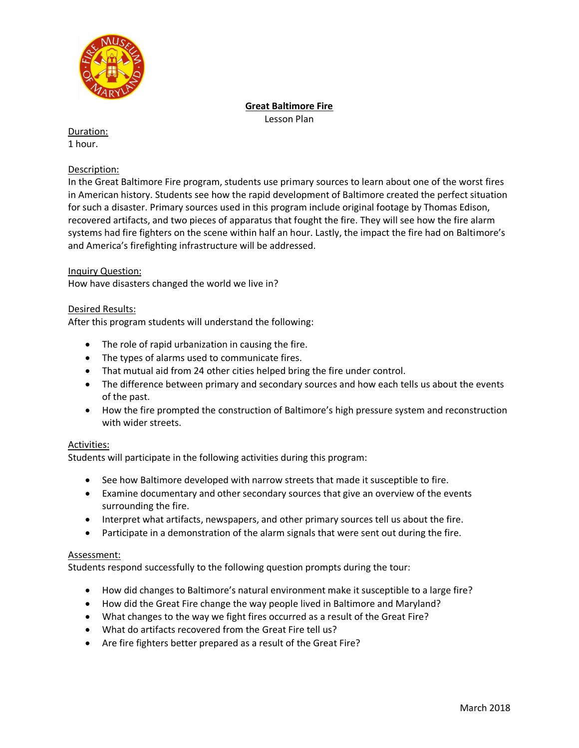# Great Baltimore Fire

Lesson Plan

Duration:
1 hour.

Description:
In the Great Baltimore Fire program, students use primary sources to learn about one of the worst fires in American history. Students see how the rapid development of Baltimore created the perfect situation for such a disaster. Primary sources used in this program include original footage by Thomas Edison, recovered artifacts, and two pieces of apparatus that fought the fire. They will see how the fire alarm systems had fire fighters on the scene within half an hour. Lastly, the impact the fire had on Baltimore's and America's firefighting infrastructure will be addressed.

Inquiry Question:
How have disasters changed the world we live in?

Desired Results:
After this program students will understand the following:

- The role of rapid urbanization in causing the fire.
- The types of alarms used to communicate fires.
- That mutual aid from 24 other cities helped bring the fire under control.
- The difference between primary and secondary sources and how each tells us about the events of the past.
- How the fire prompted the construction of Baltimore's high pressure system and reconstruction with wider streets.

Activities:
Students will participate in the following activities during this program:

- See how Baltimore developed with narrow streets that made it susceptible to fire.
- Examine documentary and other secondary sources that give an overview of the events surrounding the fire.
- Interpret what artifacts, newspapers, and other primary sources tell us about the fire.
- Participate in a demonstration of the alarm signals that were sent out during the fire.

Assessment:
Students respond successfully to the following question prompts during the tour:

- How did changes to Baltimore's natural environment make it susceptible to a large fire?
- How did the Great Fire change the way people lived in Baltimore and Maryland?
- What changes to the way we fight fires occurred as a result of the Great Fire?
- What do artifacts recovered from the Great Fire tell us?
- Are fire fighters better prepared as a result of the Great Fire?

March 2018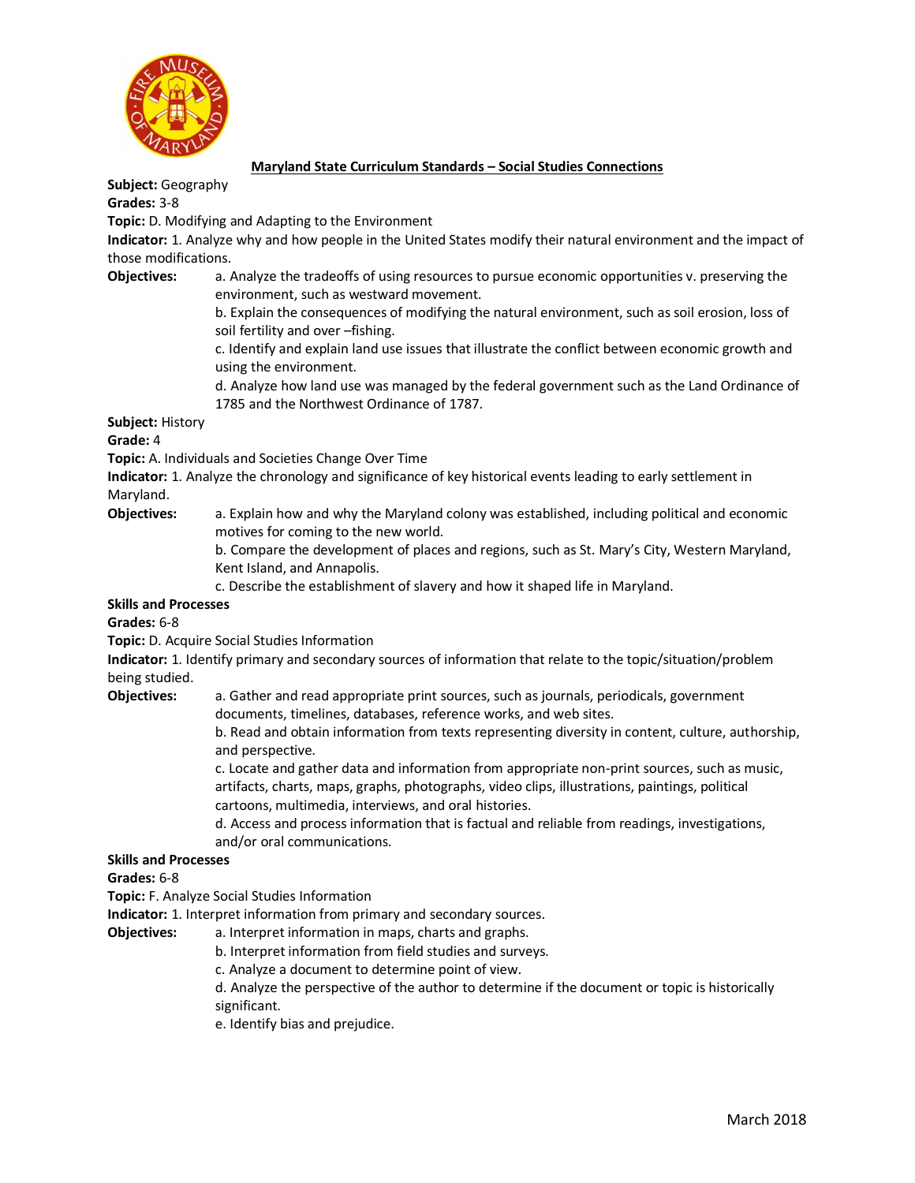## Maryland State Curriculum Standards – Social Studies Connections

**Subject:** Geography
**Grades:** 3-8
**Topic:** D. Modifying and Adapting to the Environment
**Indicator:** 1. Analyze why and how people in the United States modify their natural environment and the impact of those modifications.
**Objectives:**

a. Analyze the tradeoffs of using resources to pursue economic opportunities v. preserving the environment, such as westward movement.
b. Explain the consequences of modifying the natural environment, such as soil erosion, loss of soil fertility and over –fishing.
c. Identify and explain land use issues that illustrate the conflict between economic growth and using the environment.
d. Analyze how land use was managed by the federal government such as the Land Ordinance of 1785 and the Northwest Ordinance of 1787.

**Subject:** History
**Grade:** 4
**Topic:** A. Individuals and Societies Change Over Time
**Indicator:** 1. Analyze the chronology and significance of key historical events leading to early settlement in Maryland.
**Objectives:**

a. Explain how and why the Maryland colony was established, including political and economic motives for coming to the new world.
b. Compare the development of places and regions, such as St. Mary's City, Western Maryland, Kent Island, and Annapolis.
c. Describe the establishment of slavery and how it shaped life in Maryland.

**Skills and Processes**
**Grades:** 6-8
**Topic:** D. Acquire Social Studies Information
**Indicator:** 1. Identify primary and secondary sources of information that relate to the topic/situation/problem being studied.
**Objectives:**

a. Gather and read appropriate print sources, such as journals, periodicals, government documents, timelines, databases, reference works, and web sites.
b. Read and obtain information from texts representing diversity in content, culture, authorship, and perspective.
c. Locate and gather data and information from appropriate non-print sources, such as music, artifacts, charts, maps, graphs, photographs, video clips, illustrations, paintings, political cartoons, multimedia, interviews, and oral histories.
d. Access and process information that is factual and reliable from readings, investigations, and/or oral communications.

**Skills and Processes**
**Grades:** 6-8
**Topic:** F. Analyze Social Studies Information
**Indicator:** 1. Interpret information from primary and secondary sources.
**Objectives:**

a. Interpret information in maps, charts and graphs.
b. Interpret information from field studies and surveys.
c. Analyze a document to determine point of view.
d. Analyze the perspective of the author to determine if the document or topic is historically significant.
e. Identify bias and prejudice.

March 2018